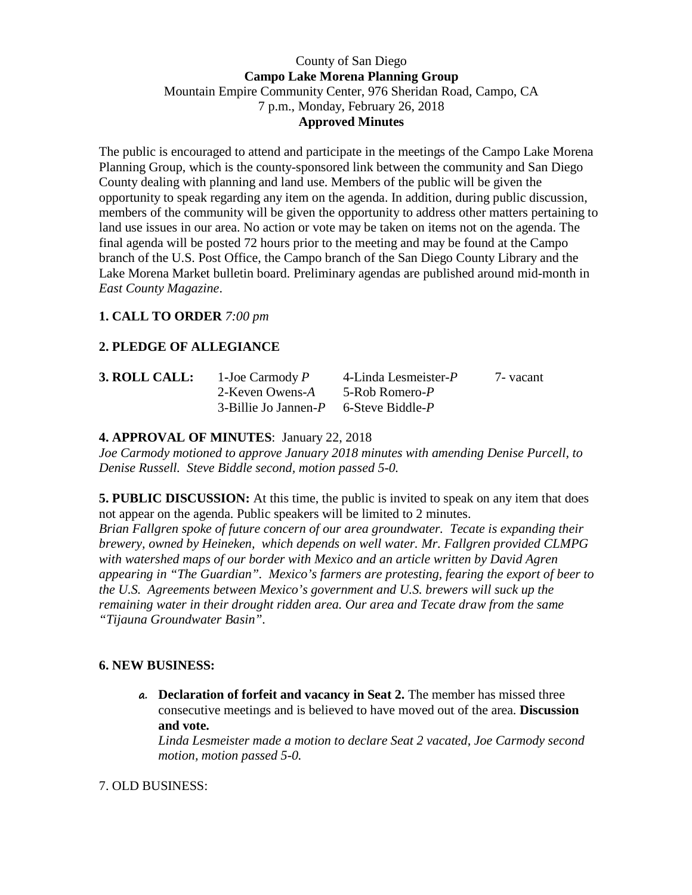County of San Diego
**Campo Lake Morena Planning Group**
Mountain Empire Community Center, 976 Sheridan Road, Campo, CA
7 p.m., Monday, February 26, 2018
**Approved Minutes**

The public is encouraged to attend and participate in the meetings of the Campo Lake Morena Planning Group, which is the county-sponsored link between the community and San Diego County dealing with planning and land use. Members of the public will be given the opportunity to speak regarding any item on the agenda. In addition, during public discussion, members of the community will be given the opportunity to address other matters pertaining to land use issues in our area. No action or vote may be taken on items not on the agenda. The final agenda will be posted 72 hours prior to the meeting and may be found at the Campo branch of the U.S. Post Office, the Campo branch of the San Diego County Library and the Lake Morena Market bulletin board. Preliminary agendas are published around mid-month in *East County Magazine*.

**1. CALL TO ORDER** *7:00 pm*

**2. PLEDGE OF ALLEGIANCE**

| **3. ROLL CALL:** | 1-Joe Carmody *P* | 4-Linda Lesmeister-*P* | 7- vacant |
|---|---|---|---|
| | 2-Keven Owens-*A* | 5-Rob Romero-*P* | |
| | 3-Billie Jo Jannen-*P* | 6-Steve Biddle-*P* | |

**4. APPROVAL OF MINUTES**: January 22, 2018
*Joe Carmody motioned to approve January 2018 minutes with amending Denise Purcell, to Denise Russell. Steve Biddle second, motion passed 5-0.*

**5. PUBLIC DISCUSSION:** At this time, the public is invited to speak on any item that does not appear on the agenda. Public speakers will be limited to 2 minutes.
*Brian Fallgren spoke of future concern of our area groundwater. Tecate is expanding their brewery, owned by Heineken, which depends on well water. Mr. Fallgren provided CLMPG with watershed maps of our border with Mexico and an article written by David Agren appearing in "The Guardian". Mexico's farmers are protesting, fearing the export of beer to the U.S. Agreements between Mexico's government and U.S. brewers will suck up the remaining water in their drought ridden area. Our area and Tecate draw from the same "Tijauna Groundwater Basin".*

**6. NEW BUSINESS:**

a. **Declaration of forfeit and vacancy in Seat 2.** The member has missed three consecutive meetings and is believed to have moved out of the area. **Discussion and vote.**
*Linda Lesmeister made a motion to declare Seat 2 vacated, Joe Carmody second motion, motion passed 5-0.*

7. OLD BUSINESS: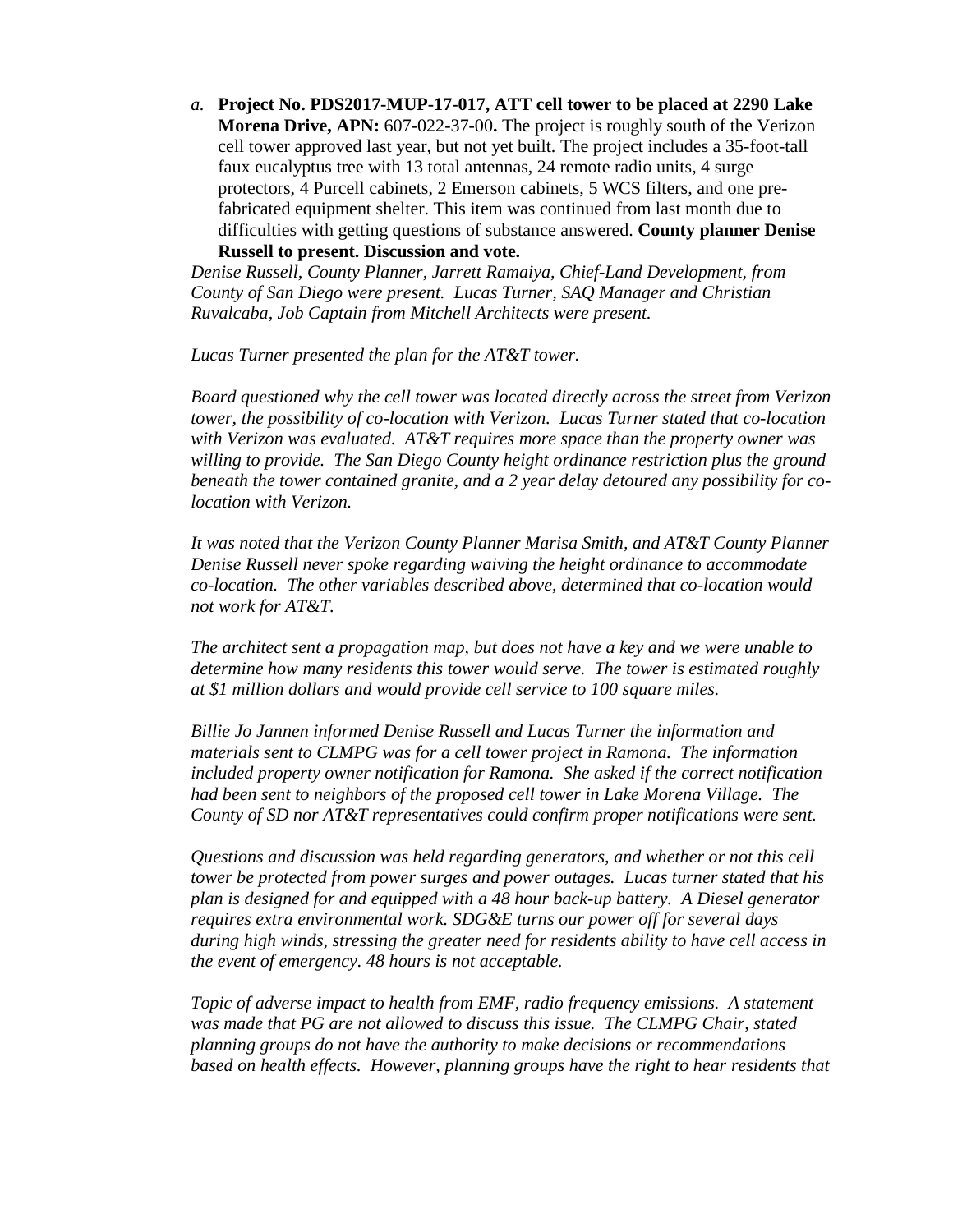*a.* **Project No. PDS2017-MUP-17-017, ATT cell tower to be placed at 2290 Lake Morena Drive, APN:** 607-022-37-00**.** The project is roughly south of the Verizon cell tower approved last year, but not yet built. The project includes a 35-foot-tall faux eucalyptus tree with 13 total antennas, 24 remote radio units, 4 surge protectors, 4 Purcell cabinets, 2 Emerson cabinets, 5 WCS filters, and one pre-fabricated equipment shelter. This item was continued from last month due to difficulties with getting questions of substance answered. **County planner Denise Russell to present. Discussion and vote.**

*Denise Russell, County Planner, Jarrett Ramaiya, Chief-Land Development, from County of San Diego were present. Lucas Turner, SAQ Manager and Christian Ruvalcaba, Job Captain from Mitchell Architects were present.*

*Lucas Turner presented the plan for the AT&T tower.*

*Board questioned why the cell tower was located directly across the street from Verizon tower, the possibility of co-location with Verizon. Lucas Turner stated that co-location with Verizon was evaluated. AT&T requires more space than the property owner was willing to provide. The San Diego County height ordinance restriction plus the ground beneath the tower contained granite, and a 2 year delay detoured any possibility for co-location with Verizon.*

*It was noted that the Verizon County Planner Marisa Smith, and AT&T County Planner Denise Russell never spoke regarding waiving the height ordinance to accommodate co-location. The other variables described above, determined that co-location would not work for AT&T.*

*The architect sent a propagation map, but does not have a key and we were unable to determine how many residents this tower would serve. The tower is estimated roughly at $1 million dollars and would provide cell service to 100 square miles.*

*Billie Jo Jannen informed Denise Russell and Lucas Turner the information and materials sent to CLMPG was for a cell tower project in Ramona. The information included property owner notification for Ramona. She asked if the correct notification had been sent to neighbors of the proposed cell tower in Lake Morena Village. The County of SD nor AT&T representatives could confirm proper notifications were sent.*

*Questions and discussion was held regarding generators, and whether or not this cell tower be protected from power surges and power outages. Lucas turner stated that his plan is designed for and equipped with a 48 hour back-up battery. A Diesel generator requires extra environmental work. SDG&E turns our power off for several days during high winds, stressing the greater need for residents ability to have cell access in the event of emergency. 48 hours is not acceptable.*

*Topic of adverse impact to health from EMF, radio frequency emissions. A statement was made that PG are not allowed to discuss this issue. The CLMPG Chair, stated planning groups do not have the authority to make decisions or recommendations based on health effects. However, planning groups have the right to hear residents that*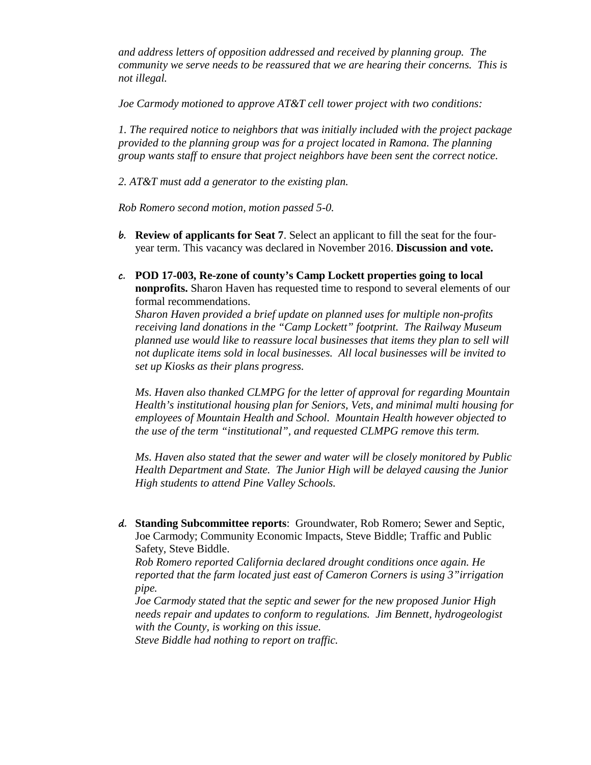*and address letters of opposition addressed and received by planning group. The community we serve needs to be reassured that we are hearing their concerns. This is not illegal.*

*Joe Carmody motioned to approve AT&T cell tower project with two conditions:*

*1. The required notice to neighbors that was initially included with the project package provided to the planning group was for a project located in Ramona. The planning group wants staff to ensure that project neighbors have been sent the correct notice.*

*2. AT&T must add a generator to the existing plan.*

*Rob Romero second motion, motion passed 5-0.*

**b. Review of applicants for Seat 7**. Select an applicant to fill the seat for the four-year term. This vacancy was declared in November 2016. **Discussion and vote.**

**c. POD 17-003, Re-zone of county's Camp Lockett properties going to local nonprofits.** Sharon Haven has requested time to respond to several elements of our formal recommendations.
*Sharon Haven provided a brief update on planned uses for multiple non-profits receiving land donations in the "Camp Lockett" footprint. The Railway Museum planned use would like to reassure local businesses that items they plan to sell will not duplicate items sold in local businesses. All local businesses will be invited to set up Kiosks as their plans progress.*

*Ms. Haven also thanked CLMPG for the letter of approval for regarding Mountain Health's institutional housing plan for Seniors, Vets, and minimal multi housing for employees of Mountain Health and School. Mountain Health however objected to the use of the term "institutional", and requested CLMPG remove this term.*

*Ms. Haven also stated that the sewer and water will be closely monitored by Public Health Department and State. The Junior High will be delayed causing the Junior High students to attend Pine Valley Schools.*

**d. Standing Subcommittee reports**: Groundwater, Rob Romero; Sewer and Septic, Joe Carmody; Community Economic Impacts, Steve Biddle; Traffic and Public Safety, Steve Biddle.
*Rob Romero reported California declared drought conditions once again. He reported that the farm located just east of Cameron Corners is using 3"irrigation pipe.*
*Joe Carmody stated that the septic and sewer for the new proposed Junior High needs repair and updates to conform to regulations. Jim Bennett, hydrogeologist with the County, is working on this issue.*
*Steve Biddle had nothing to report on traffic.*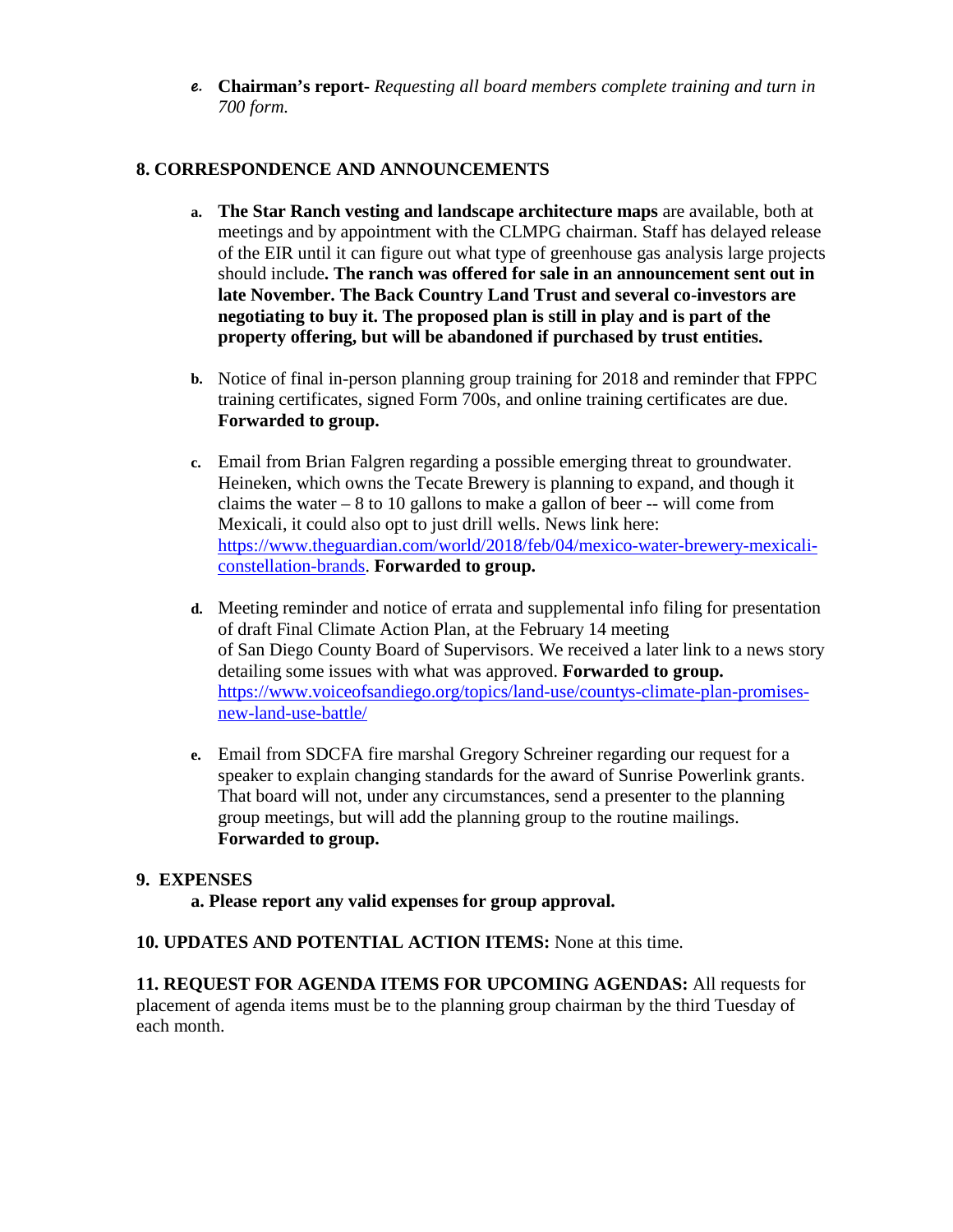e. **Chairman's report**- *Requesting all board members complete training and turn in 700 form.*

## 8. CORRESPONDENCE AND ANNOUNCEMENTS

a. **The Star Ranch vesting and landscape architecture maps** are available, both at meetings and by appointment with the CLMPG chairman. Staff has delayed release of the EIR until it can figure out what type of greenhouse gas analysis large projects should include**. The ranch was offered for sale in an announcement sent out in late November. The Back Country Land Trust and several co-investors are negotiating to buy it. The proposed plan is still in play and is part of the property offering, but will be abandoned if purchased by trust entities.**

b. Notice of final in-person planning group training for 2018 and reminder that FPPC training certificates, signed Form 700s, and online training certificates are due. **Forwarded to group.**

c. Email from Brian Falgren regarding a possible emerging threat to groundwater. Heineken, which owns the Tecate Brewery is planning to expand, and though it claims the water – 8 to 10 gallons to make a gallon of beer -- will come from Mexicali, it could also opt to just drill wells. News link here: [https://www.theguardian.com/world/2018/feb/04/mexico-water-brewery-mexicali-constellation-brands](https://www.theguardian.com/world/2018/feb/04/mexico-water-brewery-mexicali-constellation-brands). **Forwarded to group.**

d. Meeting reminder and notice of errata and supplemental info filing for presentation of draft Final Climate Action Plan, at the February 14 meeting of San Diego County Board of Supervisors. We received a later link to a news story detailing some issues with what was approved. **Forwarded to group.** [https://www.voiceofsandiego.org/topics/land-use/countys-climate-plan-promises-new-land-use-battle/](https://www.voiceofsandiego.org/topics/land-use/countys-climate-plan-promises-new-land-use-battle/)

e. Email from SDCFA fire marshal Gregory Schreiner regarding our request for a speaker to explain changing standards for the award of Sunrise Powerlink grants. That board will not, under any circumstances, send a presenter to the planning group meetings, but will add the planning group to the routine mailings. **Forwarded to group.**

## 9. EXPENSES

**a. Please report any valid expenses for group approval.**

**10. UPDATES AND POTENTIAL ACTION ITEMS:** None at this time.

**11. REQUEST FOR AGENDA ITEMS FOR UPCOMING AGENDAS:** All requests for placement of agenda items must be to the planning group chairman by the third Tuesday of each month.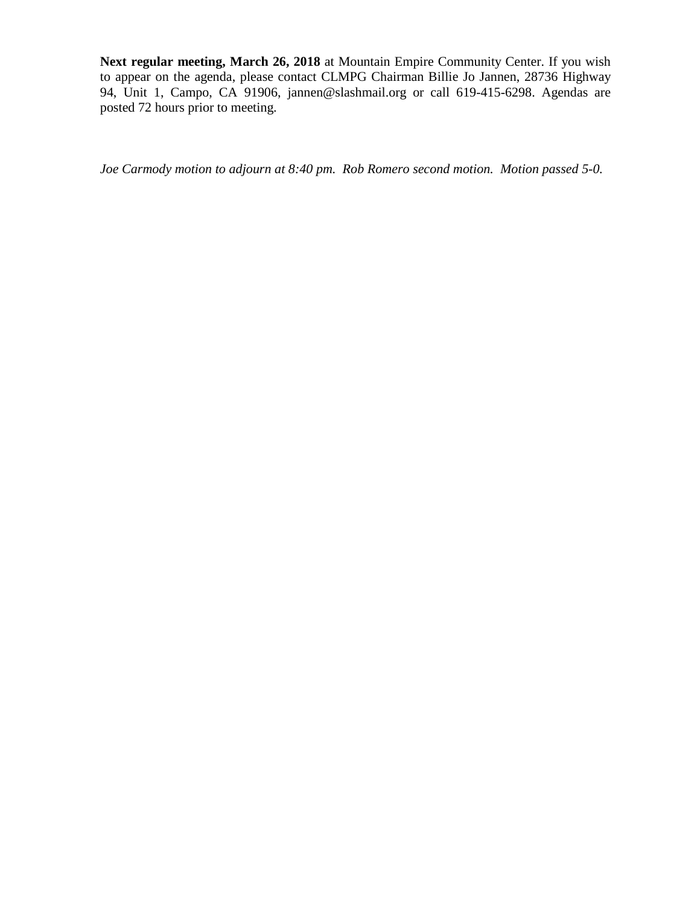**Next regular meeting, March 26, 2018** at Mountain Empire Community Center. If you wish to appear on the agenda, please contact CLMPG Chairman Billie Jo Jannen, 28736 Highway 94, Unit 1, Campo, CA 91906, jannen@slashmail.org or call 619-415-6298. Agendas are posted 72 hours prior to meeting.

*Joe Carmody motion to adjourn at 8:40 pm. Rob Romero second motion. Motion passed 5-0.*